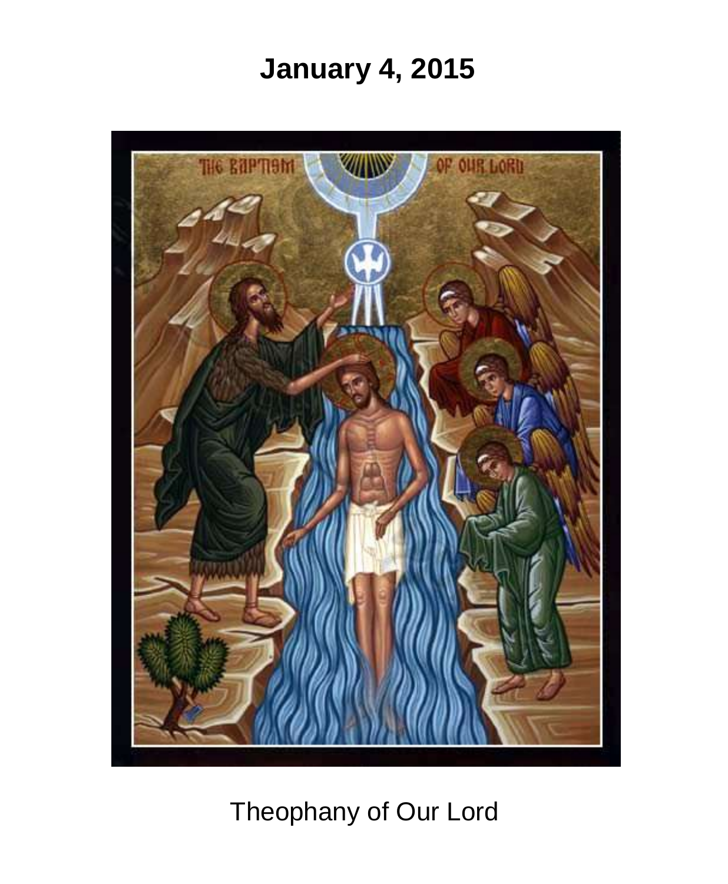# January 4, 2015

Theophany of Our Lord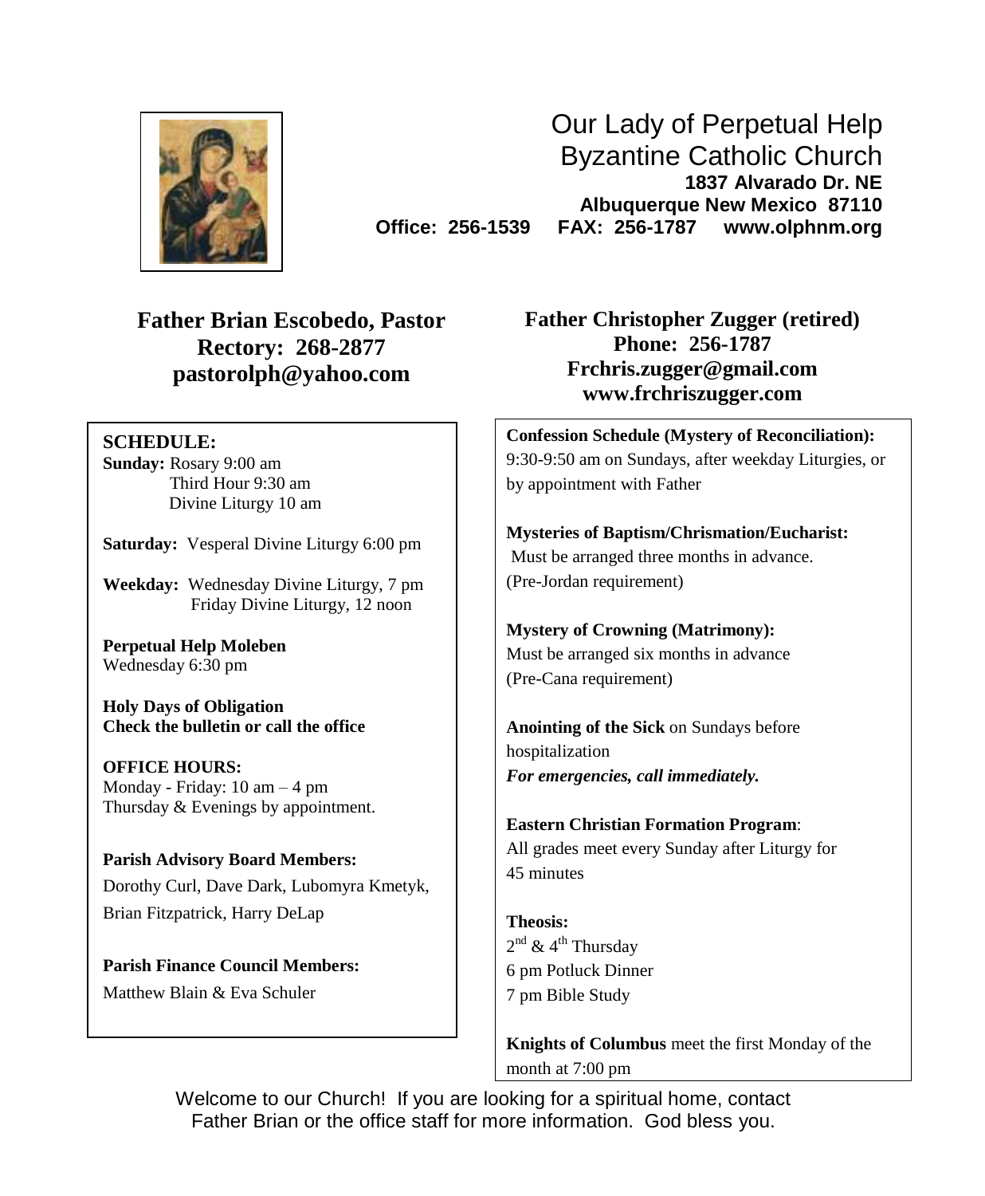# Our Lady of Perpetual Help Byzantine Catholic Church

**1837 Alvarado Dr. NE**
**Albuquerque New Mexico 87110**
**Office: 256-1539 FAX: 256-1787 www.olphnm.org**

**Father Brian Escobedo, Pastor**
**Rectory: 268-2877**
**pastorolph@yahoo.com**

**Father Christopher Zugger (retired)**
**Phone: 256-1787**
**Frchris.zugger@gmail.com**
**www.frchriszugger.com**

**SCHEDULE:**

**Sunday:** Rosary 9:00 am
Third Hour 9:30 am
Divine Liturgy 10 am

**Saturday:** Vesperal Divine Liturgy 6:00 pm

**Weekday:** Wednesday Divine Liturgy, 7 pm
Friday Divine Liturgy, 12 noon

**Perpetual Help Moleben**
Wednesday 6:30 pm

**Holy Days of Obligation**
**Check the bulletin or call the office**

**OFFICE HOURS:**
Monday - Friday: 10 am – 4 pm
Thursday & Evenings by appointment.

**Parish Advisory Board Members:**
Dorothy Curl, Dave Dark, Lubomyra Kmetyk, Brian Fitzpatrick, Harry DeLap

**Parish Finance Council Members:**
Matthew Blain & Eva Schuler

**Confession Schedule (Mystery of Reconciliation):**
9:30-9:50 am on Sundays, after weekday Liturgies, or by appointment with Father

**Mysteries of Baptism/Chrismation/Eucharist:**
Must be arranged three months in advance.
(Pre-Jordan requirement)

**Mystery of Crowning (Matrimony):**
Must be arranged six months in advance
(Pre-Cana requirement)

**Anointing of the Sick** on Sundays before hospitalization
***For emergencies, call immediately.***

**Eastern Christian Formation Program**:
All grades meet every Sunday after Liturgy for 45 minutes

**Theosis:**
2nd & 4th Thursday
6 pm Potluck Dinner
7 pm Bible Study

**Knights of Columbus** meet the first Monday of the month at 7:00 pm

Welcome to our Church! If you are looking for a spiritual home, contact Father Brian or the office staff for more information. God bless you.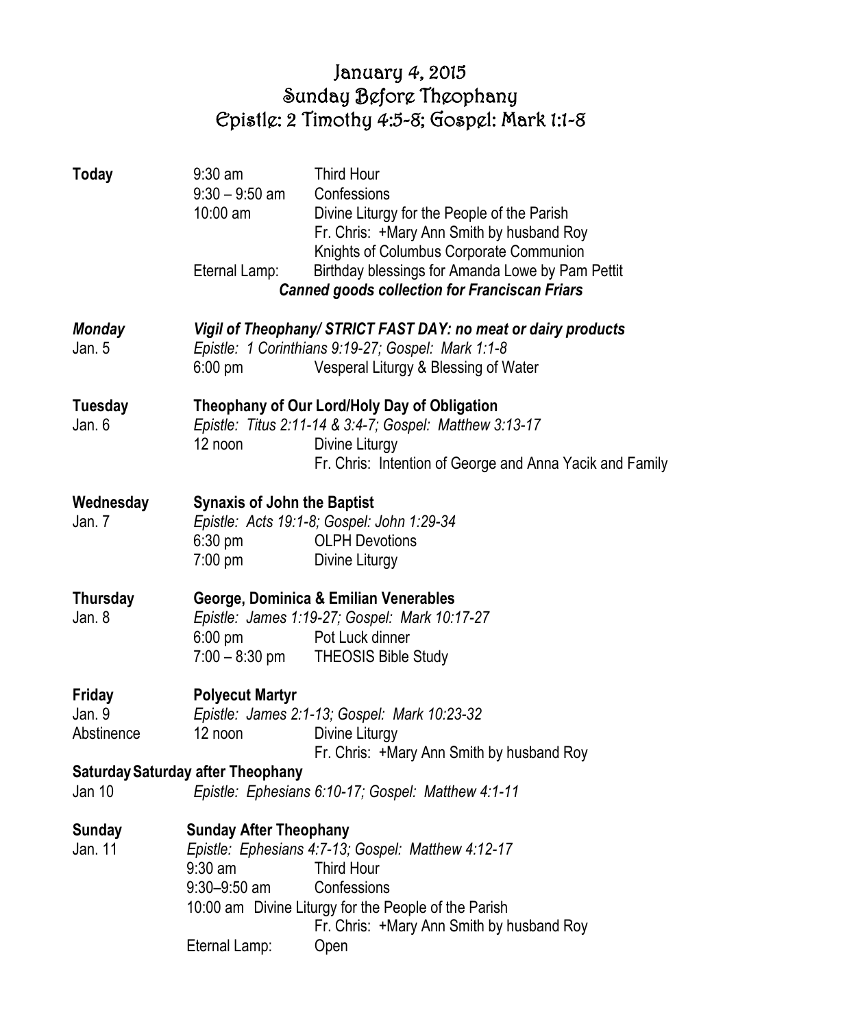# January 4, 2015
# Sunday Before Theophany
# Epistle: 2 Timothy 4:5-8; Gospel: Mark 1:1-8

**Today**

| | |
|---|---|
| 9:30 am | Third Hour |
| 9:30 – 9:50 am | Confessions |
| 10:00 am | Divine Liturgy for the People of the Parish |
| | Fr. Chris: +Mary Ann Smith by husband Roy |
| | Knights of Columbus Corporate Communion |
| Eternal Lamp: | Birthday blessings for Amanda Lowe by Pam Pettit |

***Canned goods collection for Franciscan Friars***

***Monday*** Jan. 5

***Vigil of Theophany/ STRICT FAST DAY: no meat or dairy products***

*Epistle: 1 Corinthians 9:19-27; Gospel: Mark 1:1-8*

6:00 pm — Vesperal Liturgy & Blessing of Water

**Tuesday** Jan. 6

**Theophany of Our Lord/Holy Day of Obligation**

*Epistle: Titus 2:11-14 & 3:4-7; Gospel: Matthew 3:13-17*

12 noon — Divine Liturgy
Fr. Chris: Intention of George and Anna Yacik and Family

**Wednesday** Jan. 7

**Synaxis of John the Baptist**

*Epistle: Acts 19:1-8; Gospel: John 1:29-34*

6:30 pm — OLPH Devotions
7:00 pm — Divine Liturgy

**Thursday** Jan. 8

**George, Dominica & Emilian Venerables**

*Epistle: James 1:19-27; Gospel: Mark 10:17-27*

6:00 pm — Pot Luck dinner
7:00 – 8:30 pm — THEOSIS Bible Study

**Friday** Jan. 9 Abstinence

**Polyecut Martyr**

*Epistle: James 2:1-13; Gospel: Mark 10:23-32*

12 noon — Divine Liturgy
Fr. Chris: +Mary Ann Smith by husband Roy

**Saturday** Jan 10

**Saturday after Theophany**

*Epistle: Ephesians 6:10-17; Gospel: Matthew 4:1-11*

**Sunday** Jan. 11

**Sunday After Theophany**

*Epistle: Ephesians 4:7-13; Gospel: Matthew 4:12-17*

9:30 am — Third Hour
9:30–9:50 am — Confessions
10:00 am — Divine Liturgy for the People of the Parish
Fr. Chris: +Mary Ann Smith by husband Roy
Eternal Lamp: Open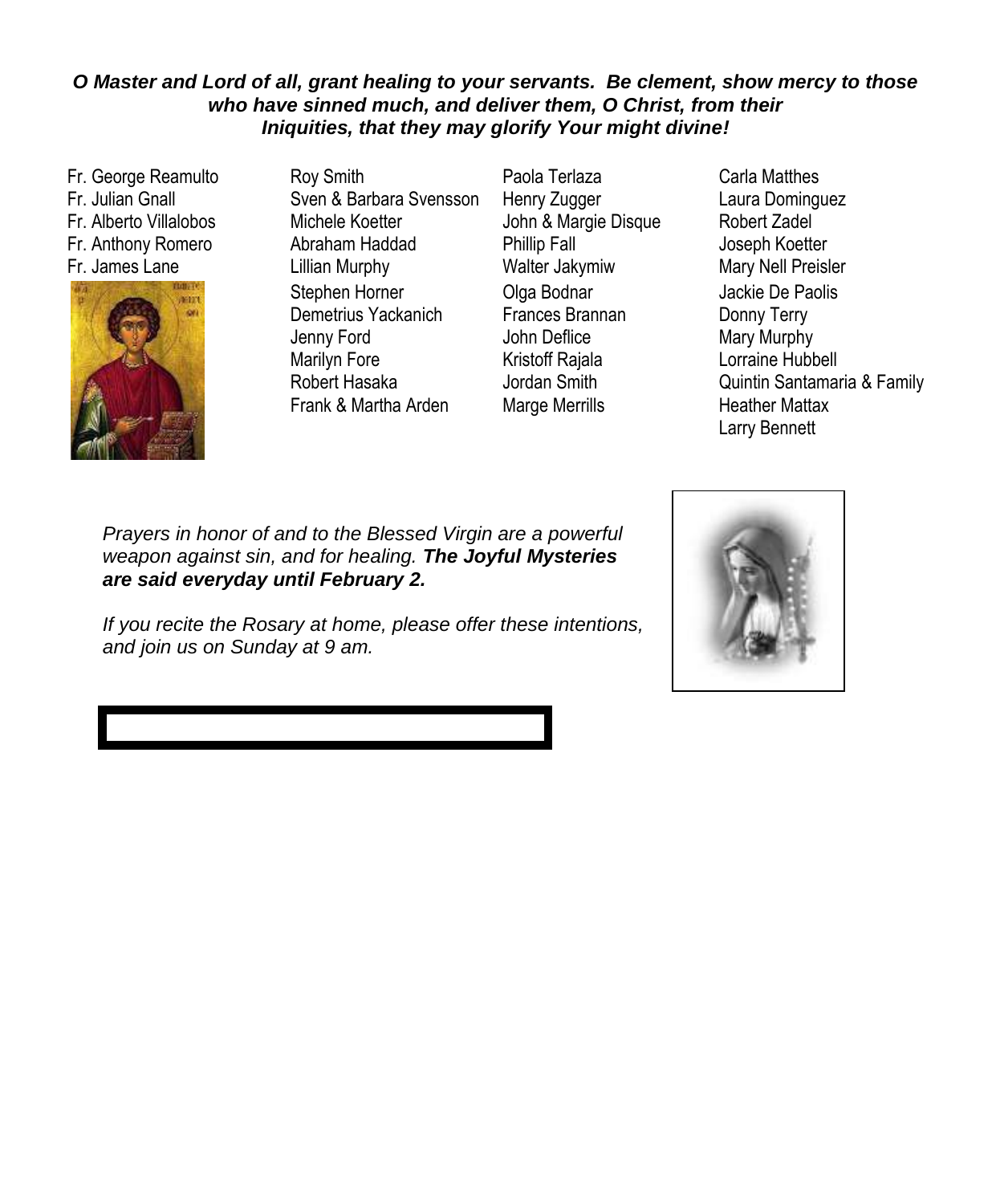***O Master and Lord of all, grant healing to your servants. Be clement, show mercy to those who have sinned much, and deliver them, O Christ, from their Iniquities, that they may glorify Your might divine!***

Fr. George Reamulto
Fr. Julian Gnall
Fr. Alberto Villalobos
Fr. Anthony Romero
Fr. James Lane

Roy Smith
Sven & Barbara Svensson
Michele Koetter
Abraham Haddad
Lillian Murphy
Stephen Horner
Demetrius Yackanich
Jenny Ford
Marilyn Fore
Robert Hasaka
Frank & Martha Arden

Paola Terlaza
Henry Zugger
John & Margie Disque
Phillip Fall
Walter Jakymiw
Olga Bodnar
Frances Brannan
John Deflice
Kristoff Rajala
Jordan Smith
Marge Merrills

Carla Matthes
Laura Dominguez
Robert Zadel
Joseph Koetter
Mary Nell Preisler
Jackie De Paolis
Donny Terry
Mary Murphy
Lorraine Hubbell
Quintin Santamaria & Family
Heather Mattax
Larry Bennett

*Prayers in honor of and to the Blessed Virgin are a powerful weapon against sin, and for healing.* ***The Joyful Mysteries are said everyday until February 2.***

*If you recite the Rosary at home, please offer these intentions, and join us on Sunday at 9 am.*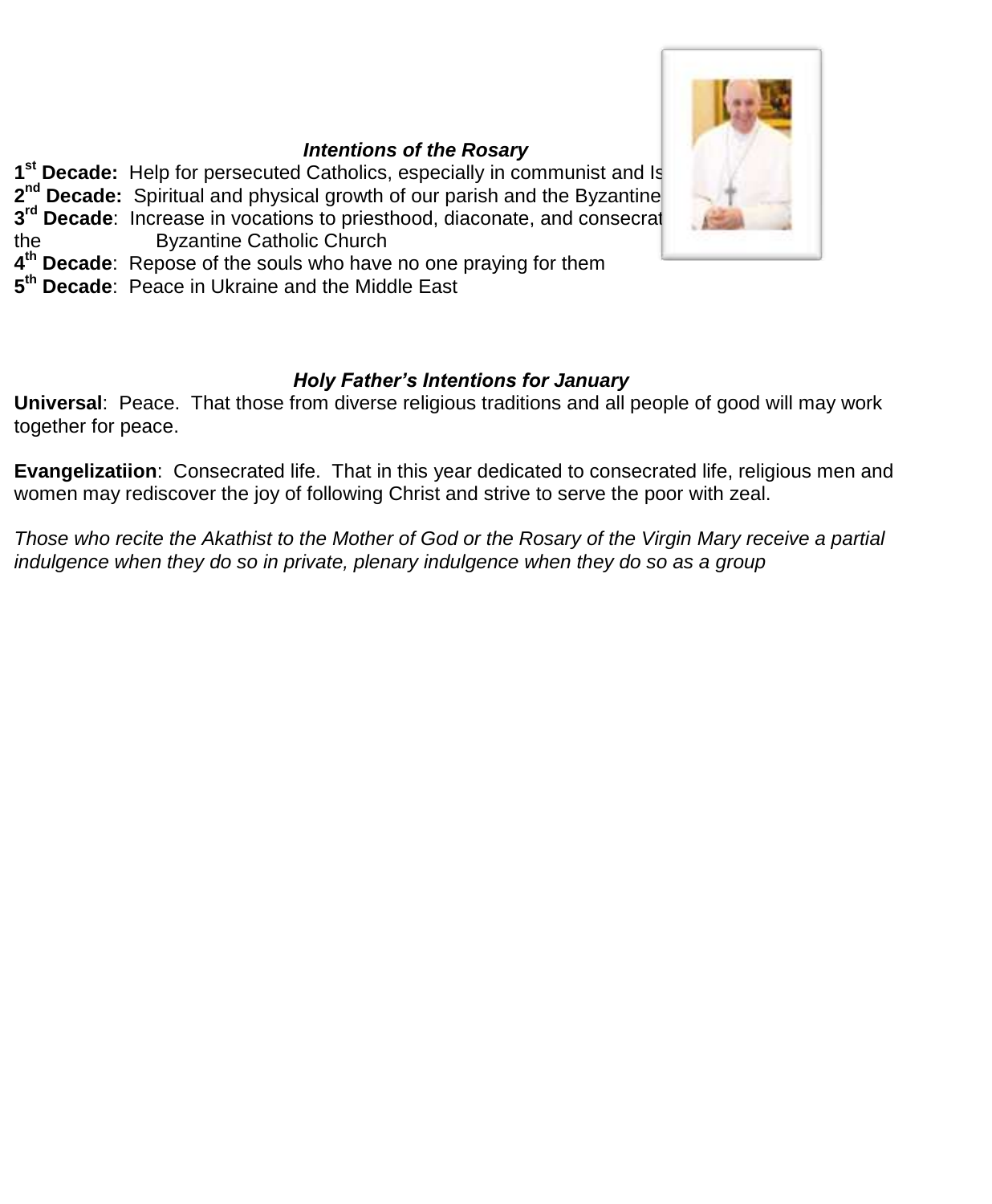### *Intentions of the Rosary*

**1st Decade:** Help for persecuted Catholics, especially in communist and Is

**2nd Decade:** Spiritual and physical growth of our parish and the Byzantine

**3rd Decade**: Increase in vocations to priesthood, diaconate, and consecrat the Byzantine Catholic Church

**4th Decade**: Repose of the souls who have no one praying for them

**5th Decade**: Peace in Ukraine and the Middle East

### *Holy Father's Intentions for January*

**Universal**: Peace. That those from diverse religious traditions and all people of good will may work together for peace.

**Evangelizatiion**: Consecrated life. That in this year dedicated to consecrated life, religious men and women may rediscover the joy of following Christ and strive to serve the poor with zeal.

*Those who recite the Akathist to the Mother of God or the Rosary of the Virgin Mary receive a partial indulgence when they do so in private, plenary indulgence when they do so as a group*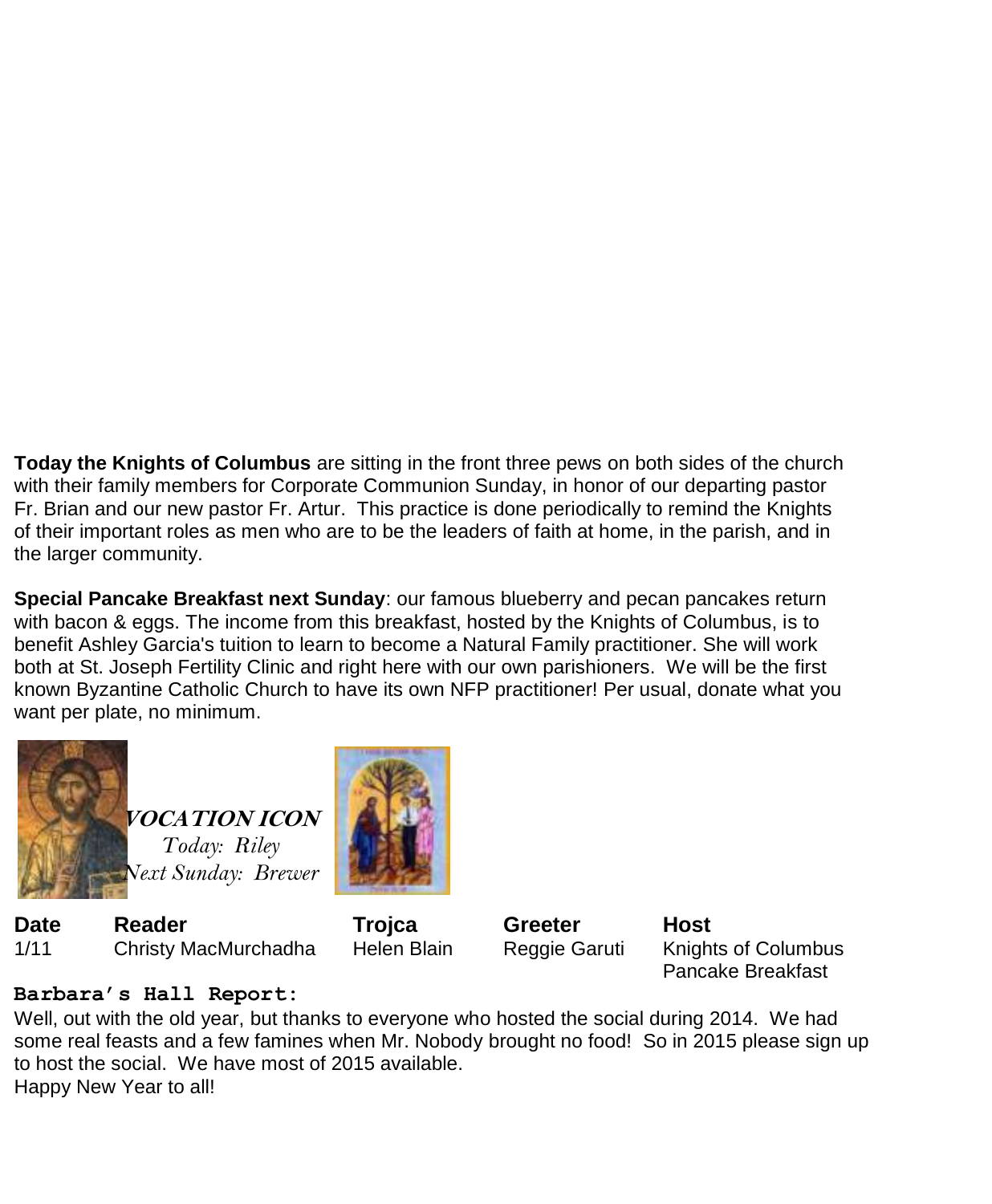**Today the Knights of Columbus** are sitting in the front three pews on both sides of the church with their family members for Corporate Communion Sunday, in honor of our departing pastor Fr. Brian and our new pastor Fr. Artur. This practice is done periodically to remind the Knights of their important roles as men who are to be the leaders of faith at home, in the parish, and in the larger community.

**Special Pancake Breakfast next Sunday**: our famous blueberry and pecan pancakes return with bacon & eggs. The income from this breakfast, hosted by the Knights of Columbus, is to benefit Ashley Garcia's tuition to learn to become a Natural Family practitioner. She will work both at St. Joseph Fertility Clinic and right here with our own parishioners. We will be the first known Byzantine Catholic Church to have its own NFP practitioner! Per usual, donate what you want per plate, no minimum.

***VOCATION ICON***

*Today: Riley*

*Next Sunday: Brewer*

| Date | Reader | Trojca | Greeter | Host |
|---|---|---|---|---|
| 1/11 | Christy MacMurchadha | Helen Blain | Reggie Garuti | Knights of Columbus Pancake Breakfast |

**Barbara's Hall Report:**

Well, out with the old year, but thanks to everyone who hosted the social during 2014. We had some real feasts and a few famines when Mr. Nobody brought no food! So in 2015 please sign up to host the social. We have most of 2015 available.

Happy New Year to all!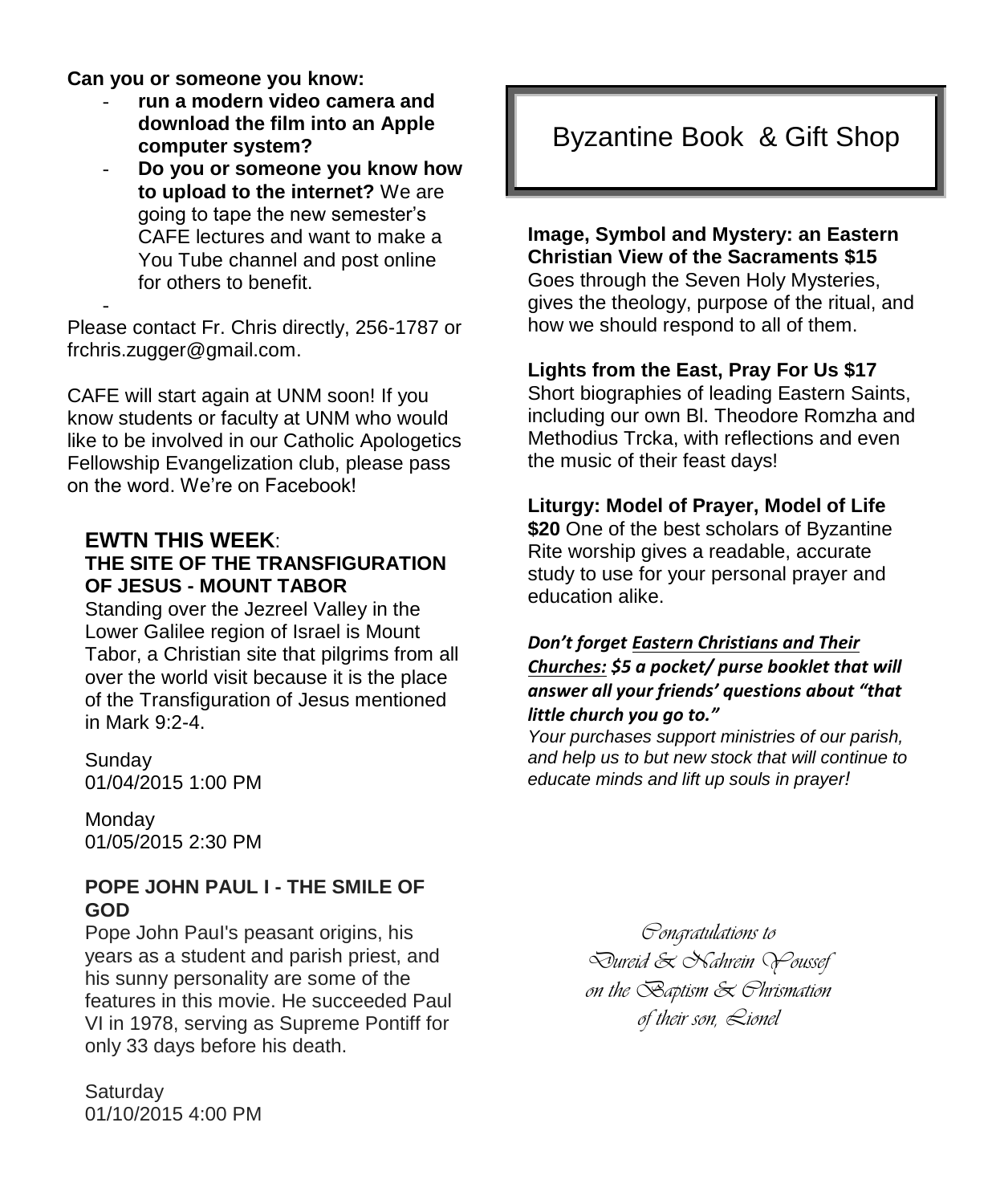**Can you or someone you know:**

- **run a modern video camera and download the film into an Apple computer system?**
- **Do you or someone you know how to upload to the internet?** We are going to tape the new semester's CAFE lectures and want to make a You Tube channel and post online for others to benefit.
-

Please contact Fr. Chris directly, 256-1787 or frchris.zugger@gmail.com.

CAFE will start again at UNM soon! If you know students or faculty at UNM who would like to be involved in our Catholic Apologetics Fellowship Evangelization club, please pass on the word. We're on Facebook!

## EWTN THIS WEEK:

### THE SITE OF THE TRANSFIGURATION OF JESUS - MOUNT TABOR

Standing over the Jezreel Valley in the Lower Galilee region of Israel is Mount Tabor, a Christian site that pilgrims from all over the world visit because it is the place of the Transfiguration of Jesus mentioned in Mark 9:2-4.

Sunday
01/04/2015 1:00 PM

Monday
01/05/2015 2:30 PM

### POPE JOHN PAUL I - THE SMILE OF GOD

Pope John PauI's peasant origins, his years as a student and parish priest, and his sunny personality are some of the features in this movie. He succeeded Paul VI in 1978, serving as Supreme Pontiff for only 33 days before his death.

Saturday
01/10/2015 4:00 PM

## Byzantine Book & Gift Shop

**Image, Symbol and Mystery: an Eastern Christian View of the Sacraments $15**
Goes through the Seven Holy Mysteries, gives the theology, purpose of the ritual, and how we should respond to all of them.

**Lights from the East, Pray For Us $17**
Short biographies of leading Eastern Saints, including our own Bl. Theodore Romzha and Methodius Trcka, with reflections and even the music of their feast days!

**Liturgy: Model of Prayer, Model of Life $20** One of the best scholars of Byzantine Rite worship gives a readable, accurate study to use for your personal prayer and education alike.

***Don't forget Eastern Christians and Their Churches: $5 a pocket/ purse booklet that will answer all your friends' questions about "that little church you go to."***

*Your purchases support ministries of our parish, and help us to but new stock that will continue to educate minds and lift up souls in prayer!*

*Congratulations to*
*Dureid & Nahrein Youssef*
*on the Baptism & Chrismation*
*of their son, Lionel*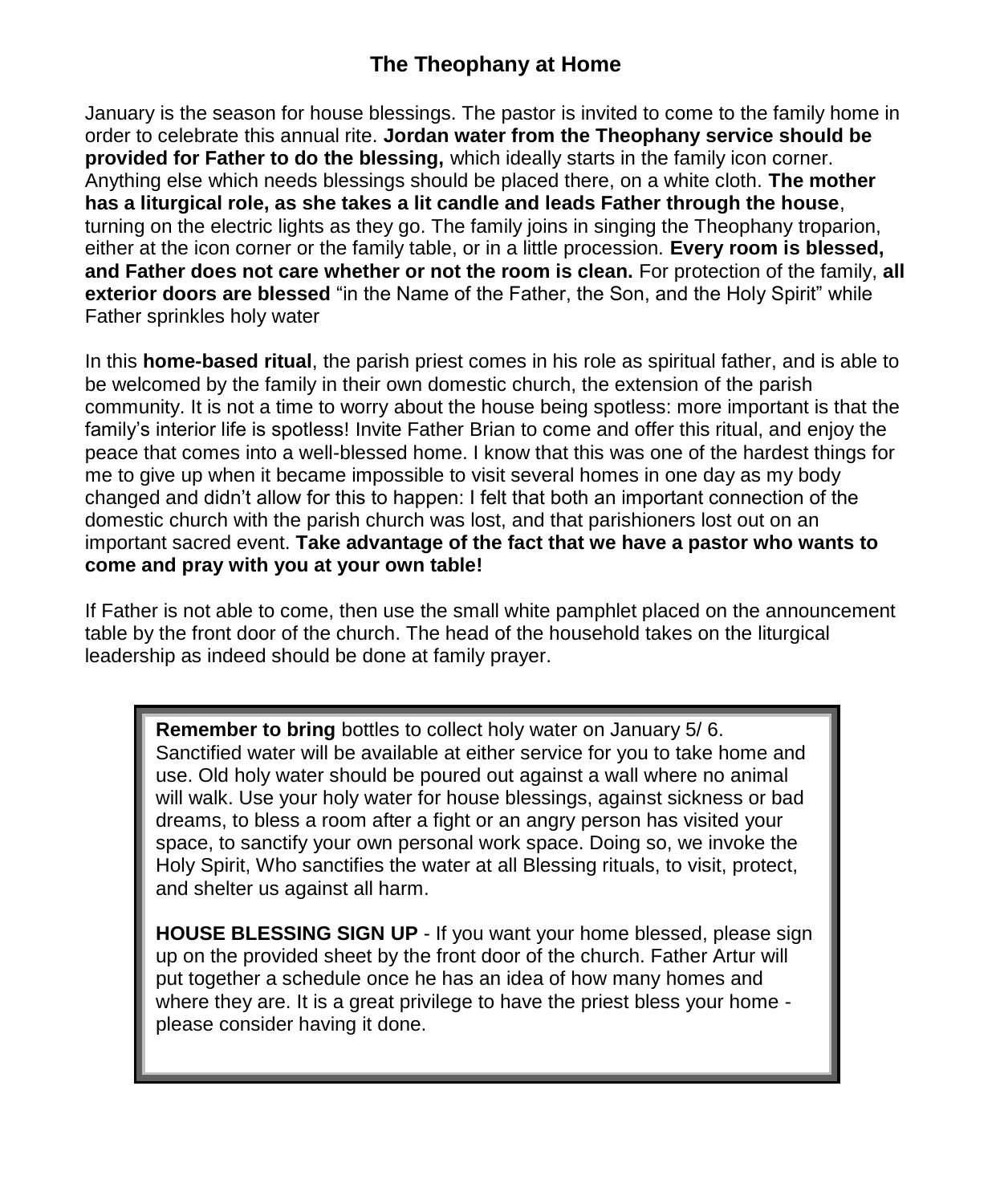## The Theophany at Home

January is the season for house blessings. The pastor is invited to come to the family home in order to celebrate this annual rite. **Jordan water from the Theophany service should be provided for Father to do the blessing,** which ideally starts in the family icon corner. Anything else which needs blessings should be placed there, on a white cloth. **The mother has a liturgical role, as she takes a lit candle and leads Father through the house**, turning on the electric lights as they go. The family joins in singing the Theophany troparion, either at the icon corner or the family table, or in a little procession. **Every room is blessed, and Father does not care whether or not the room is clean.** For protection of the family, **all exterior doors are blessed** "in the Name of the Father, the Son, and the Holy Spirit" while Father sprinkles holy water

In this **home-based ritual**, the parish priest comes in his role as spiritual father, and is able to be welcomed by the family in their own domestic church, the extension of the parish community. It is not a time to worry about the house being spotless: more important is that the family's interior life is spotless! Invite Father Brian to come and offer this ritual, and enjoy the peace that comes into a well-blessed home. I know that this was one of the hardest things for me to give up when it became impossible to visit several homes in one day as my body changed and didn't allow for this to happen: I felt that both an important connection of the domestic church with the parish church was lost, and that parishioners lost out on an important sacred event. **Take advantage of the fact that we have a pastor who wants to come and pray with you at your own table!**

If Father is not able to come, then use the small white pamphlet placed on the announcement table by the front door of the church. The head of the household takes on the liturgical leadership as indeed should be done at family prayer.

**Remember to bring** bottles to collect holy water on January 5/ 6. Sanctified water will be available at either service for you to take home and use. Old holy water should be poured out against a wall where no animal will walk. Use your holy water for house blessings, against sickness or bad dreams, to bless a room after a fight or an angry person has visited your space, to sanctify your own personal work space. Doing so, we invoke the Holy Spirit, Who sanctifies the water at all Blessing rituals, to visit, protect, and shelter us against all harm.

**HOUSE BLESSING SIGN UP** - If you want your home blessed, please sign up on the provided sheet by the front door of the church. Father Artur will put together a schedule once he has an idea of how many homes and where they are. It is a great privilege to have the priest bless your home - please consider having it done.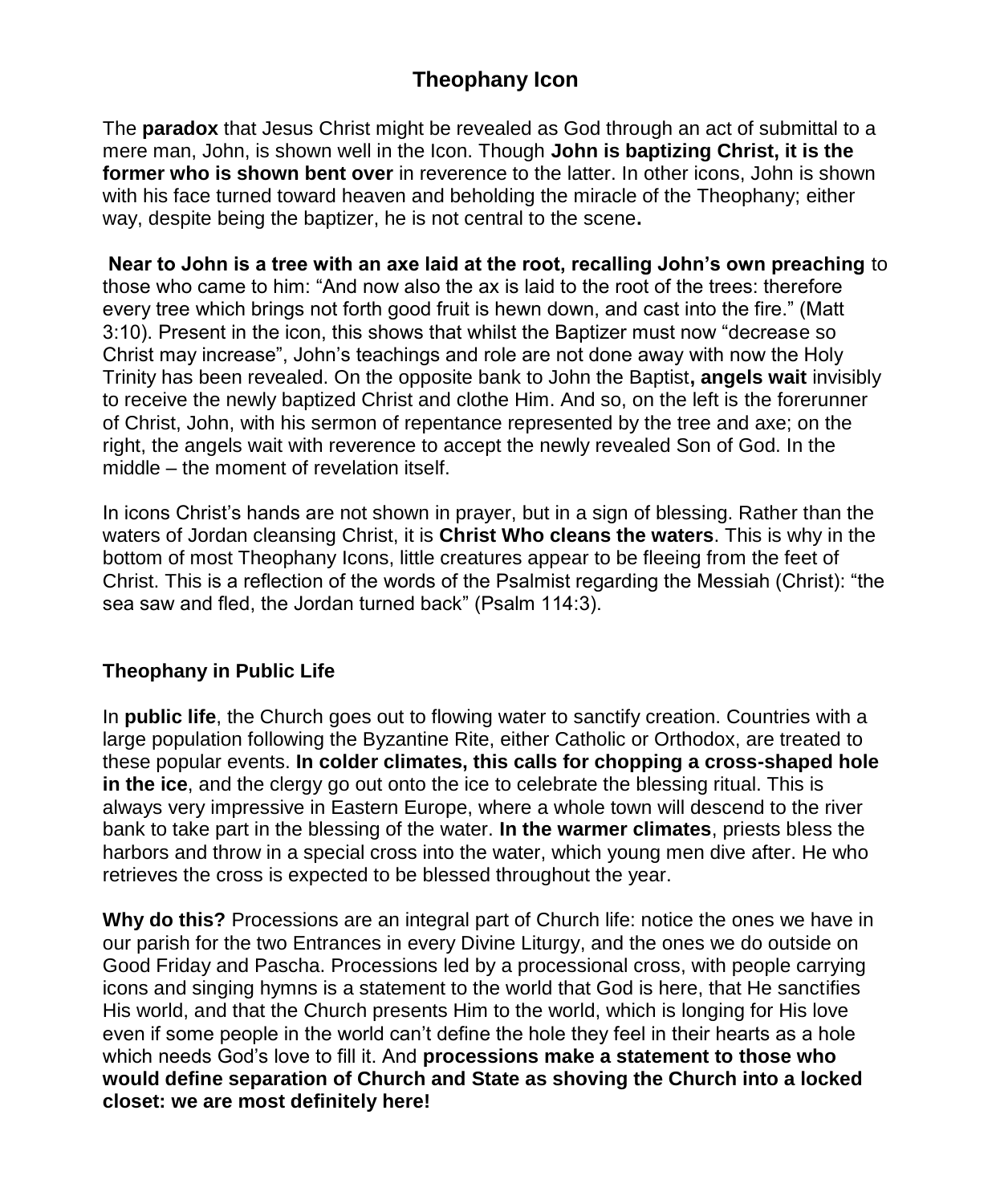# Theophany Icon

The **paradox** that Jesus Christ might be revealed as God through an act of submittal to a mere man, John, is shown well in the Icon. Though **John is baptizing Christ, it is the former who is shown bent over** in reverence to the latter. In other icons, John is shown with his face turned toward heaven and beholding the miracle of the Theophany; either way, despite being the baptizer, he is not central to the scene**.**

**Near to John is a tree with an axe laid at the root, recalling John's own preaching** to those who came to him: "And now also the ax is laid to the root of the trees: therefore every tree which brings not forth good fruit is hewn down, and cast into the fire." (Matt 3:10). Present in the icon, this shows that whilst the Baptizer must now "decrease so Christ may increase", John's teachings and role are not done away with now the Holy Trinity has been revealed. On the opposite bank to John the Baptist**, angels wait** invisibly to receive the newly baptized Christ and clothe Him. And so, on the left is the forerunner of Christ, John, with his sermon of repentance represented by the tree and axe; on the right, the angels wait with reverence to accept the newly revealed Son of God. In the middle – the moment of revelation itself.

In icons Christ's hands are not shown in prayer, but in a sign of blessing. Rather than the waters of Jordan cleansing Christ, it is **Christ Who cleans the waters**. This is why in the bottom of most Theophany Icons, little creatures appear to be fleeing from the feet of Christ. This is a reflection of the words of the Psalmist regarding the Messiah (Christ): "the sea saw and fled, the Jordan turned back" (Psalm 114:3).

## Theophany in Public Life

In **public life**, the Church goes out to flowing water to sanctify creation. Countries with a large population following the Byzantine Rite, either Catholic or Orthodox, are treated to these popular events. **In colder climates, this calls for chopping a cross-shaped hole in the ice**, and the clergy go out onto the ice to celebrate the blessing ritual. This is always very impressive in Eastern Europe, where a whole town will descend to the river bank to take part in the blessing of the water. **In the warmer climates**, priests bless the harbors and throw in a special cross into the water, which young men dive after. He who retrieves the cross is expected to be blessed throughout the year.

**Why do this?** Processions are an integral part of Church life: notice the ones we have in our parish for the two Entrances in every Divine Liturgy, and the ones we do outside on Good Friday and Pascha. Processions led by a processional cross, with people carrying icons and singing hymns is a statement to the world that God is here, that He sanctifies His world, and that the Church presents Him to the world, which is longing for His love even if some people in the world can't define the hole they feel in their hearts as a hole which needs God's love to fill it. And **processions make a statement to those who would define separation of Church and State as shoving the Church into a locked closet: we are most definitely here!**